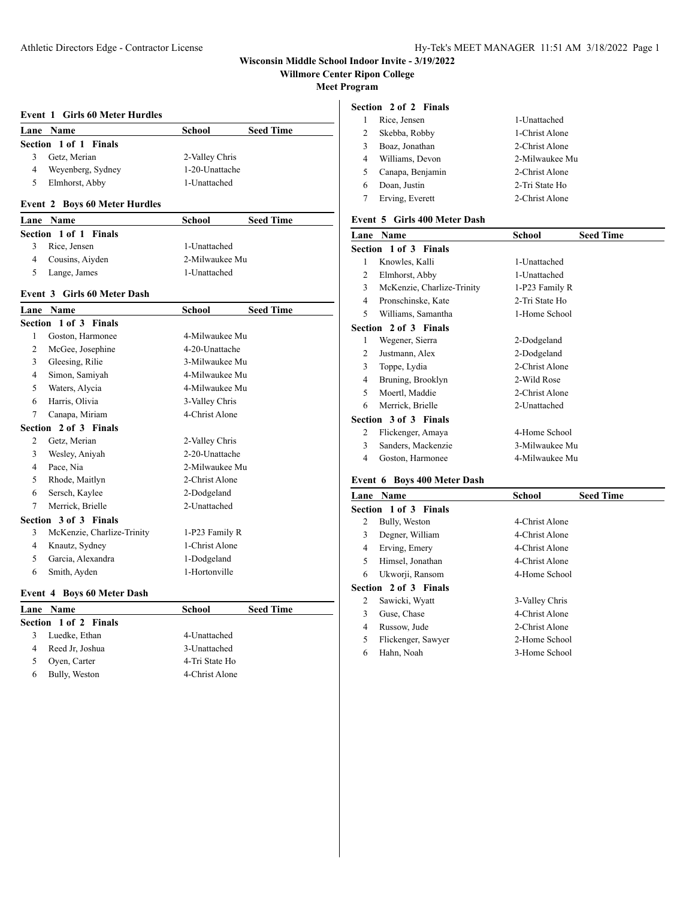# Wisconsin Middle School Indoor Invite - 3/19/2022

## Willmore Center Ripon College

### Meet Program

#### Event 1 Girls 60 Meter Hurdles

| Lane | Name | School | Seed Time |
|---|---|---|---|
| **Section 1 of 1 Finals** | | | |
| 3 | Getz, Merian | 2-Valley Chris | |
| 4 | Weyenberg, Sydney | 1-20-Unattache | |
| 5 | Elmhorst, Abby | 1-Unattached | |

#### Event 2 Boys 60 Meter Hurdles

| Lane | Name | School | Seed Time |
|---|---|---|---|
| **Section 1 of 1 Finals** | | | |
| 3 | Rice, Jensen | 1-Unattached | |
| 4 | Cousins, Aiyden | 2-Milwaukee Mu | |
| 5 | Lange, James | 1-Unattached | |

#### Event 3 Girls 60 Meter Dash

| Lane | Name | School | Seed Time |
|---|---|---|---|
| **Section 1 of 3 Finals** | | | |
| 1 | Goston, Harmonee | 4-Milwaukee Mu | |
| 2 | McGee, Josephine | 4-20-Unattache | |
| 3 | Gleesing, Rilie | 3-Milwaukee Mu | |
| 4 | Simon, Samiyah | 4-Milwaukee Mu | |
| 5 | Waters, Alycia | 4-Milwaukee Mu | |
| 6 | Harris, Olivia | 3-Valley Chris | |
| 7 | Canapa, Miriam | 4-Christ Alone | |
| **Section 2 of 3 Finals** | | | |
| 2 | Getz, Merian | 2-Valley Chris | |
| 3 | Wesley, Aniyah | 2-20-Unattache | |
| 4 | Pace, Nia | 2-Milwaukee Mu | |
| 5 | Rhode, Maitlyn | 2-Christ Alone | |
| 6 | Sersch, Kaylee | 2-Dodgeland | |
| 7 | Merrick, Brielle | 2-Unattached | |
| **Section 3 of 3 Finals** | | | |
| 3 | McKenzie, Charlize-Trinity | 1-P23 Family R | |
| 4 | Knautz, Sydney | 1-Christ Alone | |
| 5 | Garcia, Alexandra | 1-Dodgeland | |
| 6 | Smith, Ayden | 1-Hortonville | |

#### Event 4 Boys 60 Meter Dash

| Lane | Name | School | Seed Time |
|---|---|---|---|
| **Section 1 of 2 Finals** | | | |
| 3 | Luedke, Ethan | 4-Unattached | |
| 4 | Reed Jr, Joshua | 3-Unattached | |
| 5 | Oyen, Carter | 4-Tri State Ho | |
| 6 | Bully, Weston | 4-Christ Alone | |
| **Section 2 of 2 Finals** | | | |
| 1 | Rice, Jensen | 1-Unattached | |
| 2 | Skebba, Robby | 1-Christ Alone | |
| 3 | Boaz, Jonathan | 2-Christ Alone | |
| 4 | Williams, Devon | 2-Milwaukee Mu | |
| 5 | Canapa, Benjamin | 2-Christ Alone | |
| 6 | Doan, Justin | 2-Tri State Ho | |
| 7 | Erving, Everett | 2-Christ Alone | |

#### Event 5 Girls 400 Meter Dash

| Lane | Name | School | Seed Time |
|---|---|---|---|
| **Section 1 of 3 Finals** | | | |
| 1 | Knowles, Kalli | 1-Unattached | |
| 2 | Elmhorst, Abby | 1-Unattached | |
| 3 | McKenzie, Charlize-Trinity | 1-P23 Family R | |
| 4 | Pronschinske, Kate | 2-Tri State Ho | |
| 5 | Williams, Samantha | 1-Home School | |
| **Section 2 of 3 Finals** | | | |
| 1 | Wegener, Sierra | 2-Dodgeland | |
| 2 | Justmann, Alex | 2-Dodgeland | |
| 3 | Toppe, Lydia | 2-Christ Alone | |
| 4 | Bruning, Brooklyn | 2-Wild Rose | |
| 5 | Moertl, Maddie | 2-Christ Alone | |
| 6 | Merrick, Brielle | 2-Unattached | |
| **Section 3 of 3 Finals** | | | |
| 2 | Flickenger, Amaya | 4-Home School | |
| 3 | Sanders, Mackenzie | 3-Milwaukee Mu | |
| 4 | Goston, Harmonee | 4-Milwaukee Mu | |

#### Event 6 Boys 400 Meter Dash

| Lane | Name | School | Seed Time |
|---|---|---|---|
| **Section 1 of 3 Finals** | | | |
| 2 | Bully, Weston | 4-Christ Alone | |
| 3 | Degner, William | 4-Christ Alone | |
| 4 | Erving, Emery | 4-Christ Alone | |
| 5 | Himsel, Jonathan | 4-Christ Alone | |
| 6 | Ukworji, Ransom | 4-Home School | |
| **Section 2 of 3 Finals** | | | |
| 2 | Sawicki, Wyatt | 3-Valley Chris | |
| 3 | Guse, Chase | 4-Christ Alone | |
| 4 | Russow, Jude | 2-Christ Alone | |
| 5 | Flickenger, Sawyer | 2-Home School | |
| 6 | Hahn, Noah | 3-Home School | |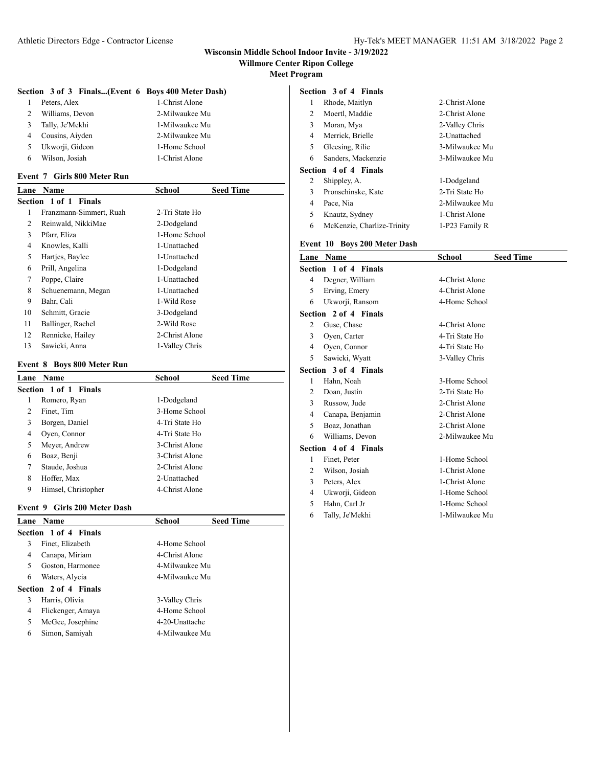# Wisconsin Middle School Indoor Invite - 3/19/2022

## Willmore Center Ripon College

### Meet Program

**Section 3 of 3 Finals...(Event 6 Boys 400 Meter Dash)**

| Lane | Name | School | Seed Time |
|---|---|---|---|
| 1 | Peters, Alex | 1-Christ Alone | |
| 2 | Williams, Devon | 2-Milwaukee Mu | |
| 3 | Tally, Je'Mekhi | 1-Milwaukee Mu | |
| 4 | Cousins, Aiyden | 2-Milwaukee Mu | |
| 5 | Ukworji, Gideon | 1-Home School | |
| 6 | Wilson, Josiah | 1-Christ Alone | |

### Event 7 Girls 800 Meter Run

| Lane | Name | School | Seed Time |
|---|---|---|---|
| **Section 1 of 1 Finals** | | | |
| 1 | Franzmann-Simmert, Ruah | 2-Tri State Ho | |
| 2 | Reinwald, NikkiMae | 2-Dodgeland | |
| 3 | Pfarr, Eliza | 1-Home School | |
| 4 | Knowles, Kalli | 1-Unattached | |
| 5 | Hartjes, Baylee | 1-Unattached | |
| 6 | Prill, Angelina | 1-Dodgeland | |
| 7 | Poppe, Claire | 1-Unattached | |
| 8 | Schuenemann, Megan | 1-Unattached | |
| 9 | Bahr, Cali | 1-Wild Rose | |
| 10 | Schmitt, Gracie | 3-Dodgeland | |
| 11 | Ballinger, Rachel | 2-Wild Rose | |
| 12 | Rennicke, Hailey | 2-Christ Alone | |
| 13 | Sawicki, Anna | 1-Valley Chris | |

### Event 8 Boys 800 Meter Run

| Lane | Name | School | Seed Time |
|---|---|---|---|
| **Section 1 of 1 Finals** | | | |
| 1 | Romero, Ryan | 1-Dodgeland | |
| 2 | Finet, Tim | 3-Home School | |
| 3 | Borgen, Daniel | 4-Tri State Ho | |
| 4 | Oyen, Connor | 4-Tri State Ho | |
| 5 | Meyer, Andrew | 3-Christ Alone | |
| 6 | Boaz, Benji | 3-Christ Alone | |
| 7 | Staude, Joshua | 2-Christ Alone | |
| 8 | Hoffer, Max | 2-Unattached | |
| 9 | Himsel, Christopher | 4-Christ Alone | |

### Event 9 Girls 200 Meter Dash

| Lane | Name | School | Seed Time |
|---|---|---|---|
| **Section 1 of 4 Finals** | | | |
| 3 | Finet, Elizabeth | 4-Home School | |
| 4 | Canapa, Miriam | 4-Christ Alone | |
| 5 | Goston, Harmonee | 4-Milwaukee Mu | |
| 6 | Waters, Alycia | 4-Milwaukee Mu | |
| **Section 2 of 4 Finals** | | | |
| 3 | Harris, Olivia | 3-Valley Chris | |
| 4 | Flickenger, Amaya | 4-Home School | |
| 5 | McGee, Josephine | 4-20-Unattache | |
| 6 | Simon, Samiyah | 4-Milwaukee Mu | |
| **Section 3 of 4 Finals** | | | |
| 1 | Rhode, Maitlyn | 2-Christ Alone | |
| 2 | Moertl, Maddie | 2-Christ Alone | |
| 3 | Moran, Mya | 2-Valley Chris | |
| 4 | Merrick, Brielle | 2-Unattached | |
| 5 | Gleesing, Rilie | 3-Milwaukee Mu | |
| 6 | Sanders, Mackenzie | 3-Milwaukee Mu | |
| **Section 4 of 4 Finals** | | | |
| 2 | Shippley, A. | 1-Dodgeland | |
| 3 | Pronschinske, Kate | 2-Tri State Ho | |
| 4 | Pace, Nia | 2-Milwaukee Mu | |
| 5 | Knautz, Sydney | 1-Christ Alone | |
| 6 | McKenzie, Charlize-Trinity | 1-P23 Family R | |

### Event 10 Boys 200 Meter Dash

| Lane | Name | School | Seed Time |
|---|---|---|---|
| **Section 1 of 4 Finals** | | | |
| 4 | Degner, William | 4-Christ Alone | |
| 5 | Erving, Emery | 4-Christ Alone | |
| 6 | Ukworji, Ransom | 4-Home School | |
| **Section 2 of 4 Finals** | | | |
| 2 | Guse, Chase | 4-Christ Alone | |
| 3 | Oyen, Carter | 4-Tri State Ho | |
| 4 | Oyen, Connor | 4-Tri State Ho | |
| 5 | Sawicki, Wyatt | 3-Valley Chris | |
| **Section 3 of 4 Finals** | | | |
| 1 | Hahn, Noah | 3-Home School | |
| 2 | Doan, Justin | 2-Tri State Ho | |
| 3 | Russow, Jude | 2-Christ Alone | |
| 4 | Canapa, Benjamin | 2-Christ Alone | |
| 5 | Boaz, Jonathan | 2-Christ Alone | |
| 6 | Williams, Devon | 2-Milwaukee Mu | |
| **Section 4 of 4 Finals** | | | |
| 1 | Finet, Peter | 1-Home School | |
| 2 | Wilson, Josiah | 1-Christ Alone | |
| 3 | Peters, Alex | 1-Christ Alone | |
| 4 | Ukworji, Gideon | 1-Home School | |
| 5 | Hahn, Carl Jr | 1-Home School | |
| 6 | Tally, Je'Mekhi | 1-Milwaukee Mu | |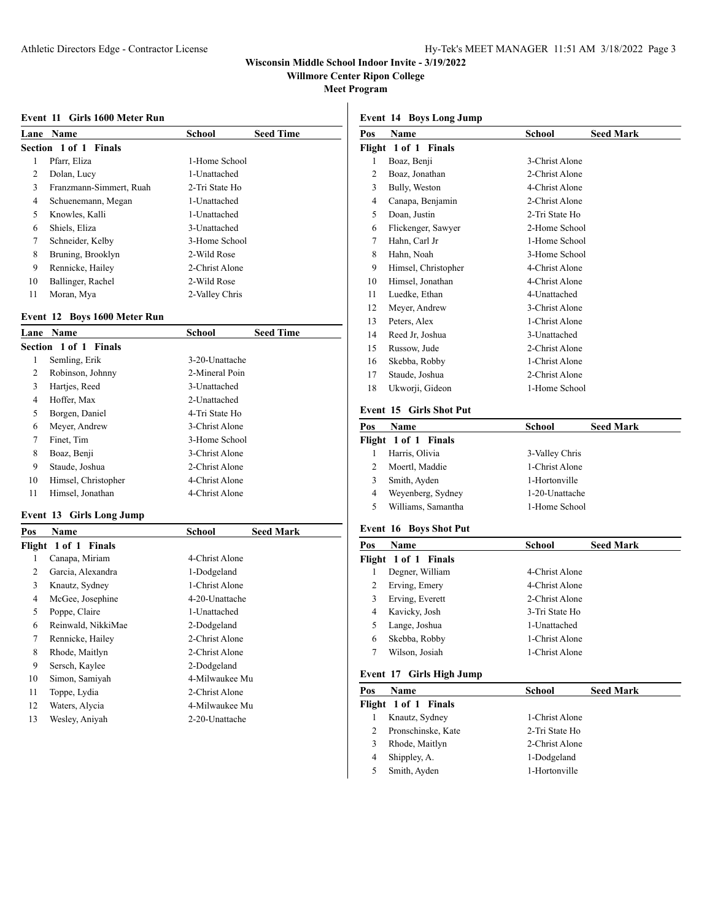**Wisconsin Middle School Indoor Invite - 3/19/2022**
**Willmore Center Ripon College**
**Meet Program**

### Event 11 Girls 1600 Meter Run

| Lane | Name | School | Seed Time |
|---|---|---|---|
| **Section 1 of 1 Finals** | | | |
| 1 | Pfarr, Eliza | 1-Home School | |
| 2 | Dolan, Lucy | 1-Unattached | |
| 3 | Franzmann-Simmert, Ruah | 2-Tri State Ho | |
| 4 | Schuenemann, Megan | 1-Unattached | |
| 5 | Knowles, Kalli | 1-Unattached | |
| 6 | Shiels, Eliza | 3-Unattached | |
| 7 | Schneider, Kelby | 3-Home School | |
| 8 | Bruning, Brooklyn | 2-Wild Rose | |
| 9 | Rennicke, Hailey | 2-Christ Alone | |
| 10 | Ballinger, Rachel | 2-Wild Rose | |
| 11 | Moran, Mya | 2-Valley Chris | |

### Event 12 Boys 1600 Meter Run

| Lane | Name | School | Seed Time |
|---|---|---|---|
| **Section 1 of 1 Finals** | | | |
| 1 | Semling, Erik | 3-20-Unattache | |
| 2 | Robinson, Johnny | 2-Mineral Poin | |
| 3 | Hartjes, Reed | 3-Unattached | |
| 4 | Hoffer, Max | 2-Unattached | |
| 5 | Borgen, Daniel | 4-Tri State Ho | |
| 6 | Meyer, Andrew | 3-Christ Alone | |
| 7 | Finet, Tim | 3-Home School | |
| 8 | Boaz, Benji | 3-Christ Alone | |
| 9 | Staude, Joshua | 2-Christ Alone | |
| 10 | Himsel, Christopher | 4-Christ Alone | |
| 11 | Himsel, Jonathan | 4-Christ Alone | |

### Event 13 Girls Long Jump

| Pos | Name | School | Seed Mark |
|---|---|---|---|
| **Flight 1 of 1 Finals** | | | |
| 1 | Canapa, Miriam | 4-Christ Alone | |
| 2 | Garcia, Alexandra | 1-Dodgeland | |
| 3 | Knautz, Sydney | 1-Christ Alone | |
| 4 | McGee, Josephine | 4-20-Unattache | |
| 5 | Poppe, Claire | 1-Unattached | |
| 6 | Reinwald, NikkiMae | 2-Dodgeland | |
| 7 | Rennicke, Hailey | 2-Christ Alone | |
| 8 | Rhode, Maitlyn | 2-Christ Alone | |
| 9 | Sersch, Kaylee | 2-Dodgeland | |
| 10 | Simon, Samiyah | 4-Milwaukee Mu | |
| 11 | Toppe, Lydia | 2-Christ Alone | |
| 12 | Waters, Alycia | 4-Milwaukee Mu | |
| 13 | Wesley, Aniyah | 2-20-Unattache | |

### Event 14 Boys Long Jump

| Pos | Name | School | Seed Mark |
|---|---|---|---|
| **Flight 1 of 1 Finals** | | | |
| 1 | Boaz, Benji | 3-Christ Alone | |
| 2 | Boaz, Jonathan | 2-Christ Alone | |
| 3 | Bully, Weston | 4-Christ Alone | |
| 4 | Canapa, Benjamin | 2-Christ Alone | |
| 5 | Doan, Justin | 2-Tri State Ho | |
| 6 | Flickenger, Sawyer | 2-Home School | |
| 7 | Hahn, Carl Jr | 1-Home School | |
| 8 | Hahn, Noah | 3-Home School | |
| 9 | Himsel, Christopher | 4-Christ Alone | |
| 10 | Himsel, Jonathan | 4-Christ Alone | |
| 11 | Luedke, Ethan | 4-Unattached | |
| 12 | Meyer, Andrew | 3-Christ Alone | |
| 13 | Peters, Alex | 1-Christ Alone | |
| 14 | Reed Jr, Joshua | 3-Unattached | |
| 15 | Russow, Jude | 2-Christ Alone | |
| 16 | Skebba, Robby | 1-Christ Alone | |
| 17 | Staude, Joshua | 2-Christ Alone | |
| 18 | Ukworji, Gideon | 1-Home School | |

### Event 15 Girls Shot Put

| Pos | Name | School | Seed Mark |
|---|---|---|---|
| **Flight 1 of 1 Finals** | | | |
| 1 | Harris, Olivia | 3-Valley Chris | |
| 2 | Moertl, Maddie | 1-Christ Alone | |
| 3 | Smith, Ayden | 1-Hortonville | |
| 4 | Weyenberg, Sydney | 1-20-Unattache | |
| 5 | Williams, Samantha | 1-Home School | |

### Event 16 Boys Shot Put

| Pos | Name | School | Seed Mark |
|---|---|---|---|
| **Flight 1 of 1 Finals** | | | |
| 1 | Degner, William | 4-Christ Alone | |
| 2 | Erving, Emery | 4-Christ Alone | |
| 3 | Erving, Everett | 2-Christ Alone | |
| 4 | Kavicky, Josh | 3-Tri State Ho | |
| 5 | Lange, Joshua | 1-Unattached | |
| 6 | Skebba, Robby | 1-Christ Alone | |
| 7 | Wilson, Josiah | 1-Christ Alone | |

### Event 17 Girls High Jump

| Pos | Name | School | Seed Mark |
|---|---|---|---|
| **Flight 1 of 1 Finals** | | | |
| 1 | Knautz, Sydney | 1-Christ Alone | |
| 2 | Pronschinske, Kate | 2-Tri State Ho | |
| 3 | Rhode, Maitlyn | 2-Christ Alone | |
| 4 | Shippley, A. | 1-Dodgeland | |
| 5 | Smith, Ayden | 1-Hortonville | |